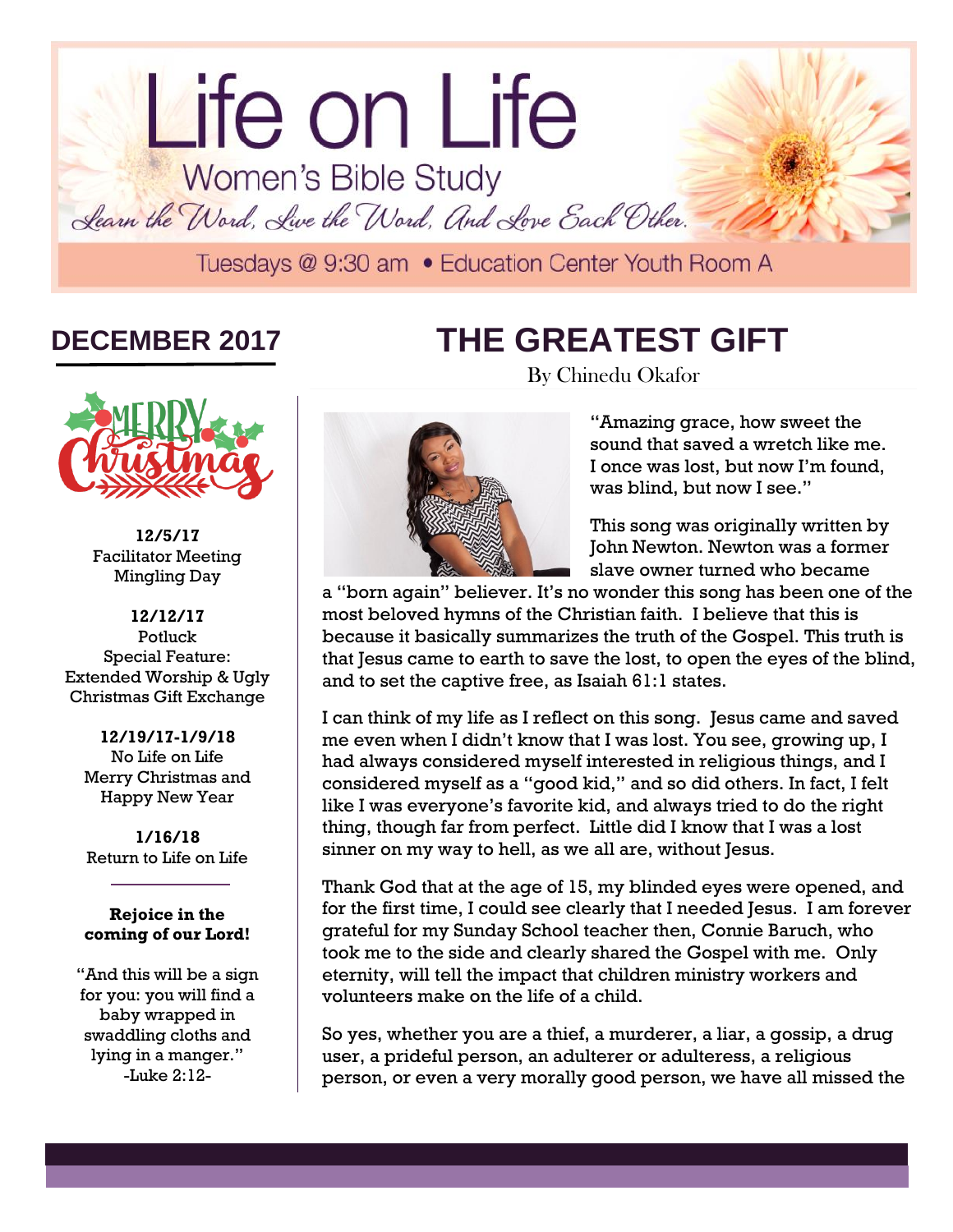# Life on Life

## Women's Bible Study

*Learn the Word, Live the Word, And Love Each Other.*

Tuesdays @ 9:30 am • Education Center Youth Room A

## DECEMBER 2017

Merry Christmas

**12/5/17**
Facilitator Meeting
Mingling Day

**12/12/17**
Potluck
Special Feature:
Extended Worship & Ugly Christmas Gift Exchange

**12/19/17-1/9/18**
No Life on Life
Merry Christmas and Happy New Year

**1/16/18**
Return to Life on Life

**Rejoice in the coming of our Lord!**

"And this will be a sign for you: you will find a baby wrapped in swaddling cloths and lying in a manger."
-Luke 2:12-

# THE GREATEST GIFT

By Chinedu Okafor

"Amazing grace, how sweet the sound that saved a wretch like me. I once was lost, but now I'm found, was blind, but now I see."

This song was originally written by John Newton. Newton was a former slave owner turned who became a "born again" believer. It's no wonder this song has been one of the most beloved hymns of the Christian faith. I believe that this is because it basically summarizes the truth of the Gospel. This truth is that Jesus came to earth to save the lost, to open the eyes of the blind, and to set the captive free, as Isaiah 61:1 states.

I can think of my life as I reflect on this song. Jesus came and saved me even when I didn't know that I was lost. You see, growing up, I had always considered myself interested in religious things, and I considered myself as a "good kid," and so did others. In fact, I felt like I was everyone's favorite kid, and always tried to do the right thing, though far from perfect. Little did I know that I was a lost sinner on my way to hell, as we all are, without Jesus.

Thank God that at the age of 15, my blinded eyes were opened, and for the first time, I could see clearly that I needed Jesus. I am forever grateful for my Sunday School teacher then, Connie Baruch, who took me to the side and clearly shared the Gospel with me. Only eternity, will tell the impact that children ministry workers and volunteers make on the life of a child.

So yes, whether you are a thief, a murderer, a liar, a gossip, a drug user, a prideful person, an adulterer or adulteress, a religious person, or even a very morally good person, we have all missed the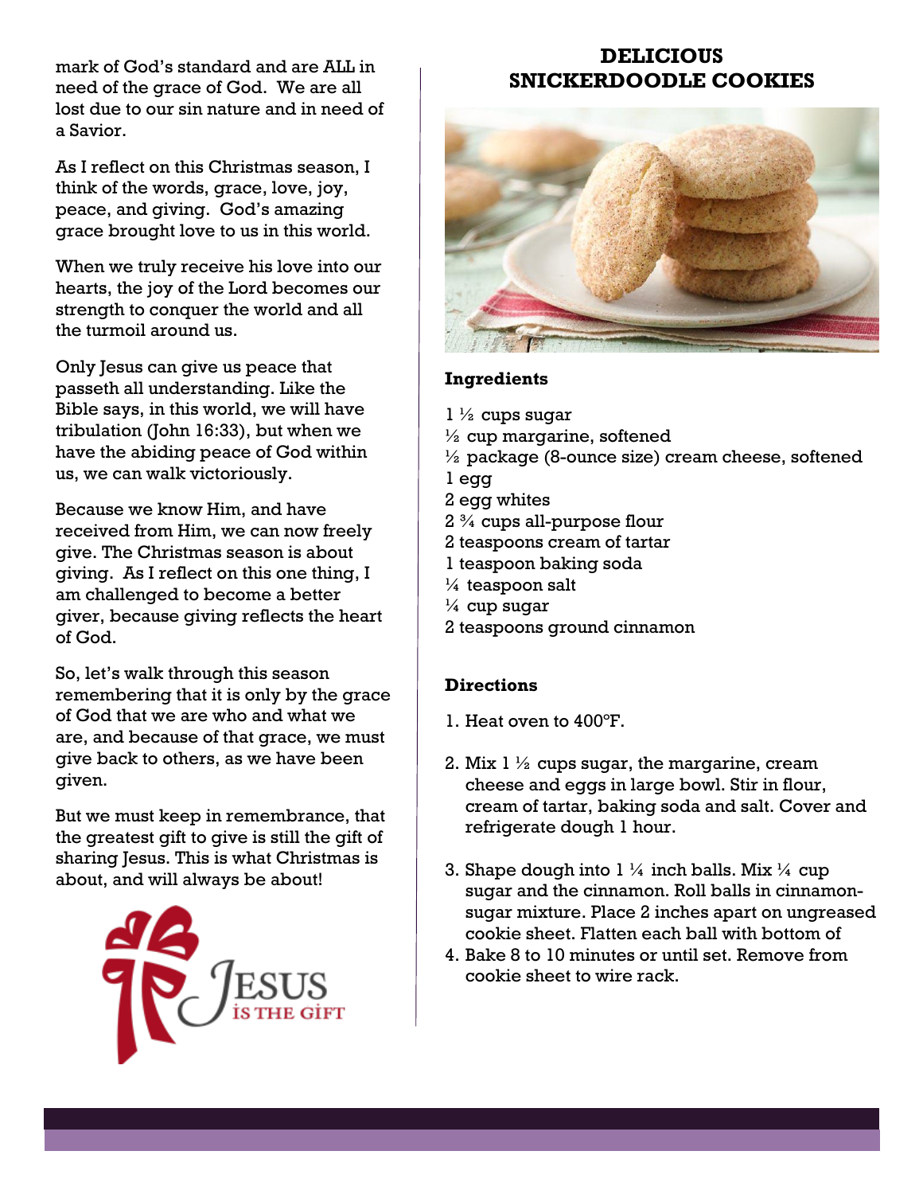mark of God's standard and are ALL in need of the grace of God. We are all lost due to our sin nature and in need of a Savior.

As I reflect on this Christmas season, I think of the words, grace, love, joy, peace, and giving. God's amazing grace brought love to us in this world.

When we truly receive his love into our hearts, the joy of the Lord becomes our strength to conquer the world and all the turmoil around us.

Only Jesus can give us peace that passeth all understanding. Like the Bible says, in this world, we will have tribulation (John 16:33), but when we have the abiding peace of God within us, we can walk victoriously.

Because we know Him, and have received from Him, we can now freely give. The Christmas season is about giving. As I reflect on this one thing, I am challenged to become a better giver, because giving reflects the heart of God.

So, let's walk through this season remembering that it is only by the grace of God that we are who and what we are, and because of that grace, we must give back to others, as we have been given.

But we must keep in remembrance, that the greatest gift to give is still the gift of sharing Jesus. This is what Christmas is about, and will always be about!

JESUS IS THE GIFT

# DELICIOUS SNICKERDOODLE COOKIES

**Ingredients**

1 ½ cups sugar
½ cup margarine, softened
½ package (8-ounce size) cream cheese, softened
1 egg
2 egg whites
2 ¾ cups all-purpose flour
2 teaspoons cream of tartar
1 teaspoon baking soda
¼ teaspoon salt
¼ cup sugar
2 teaspoons ground cinnamon

**Directions**

1. Heat oven to 400°F.
2. Mix 1 ½ cups sugar, the margarine, cream cheese and eggs in large bowl. Stir in flour, cream of tartar, baking soda and salt. Cover and refrigerate dough 1 hour.
3. Shape dough into 1 ¼ inch balls. Mix ¼ cup sugar and the cinnamon. Roll balls in cinnamon-sugar mixture. Place 2 inches apart on ungreased cookie sheet. Flatten each ball with bottom of
4. Bake 8 to 10 minutes or until set. Remove from cookie sheet to wire rack.